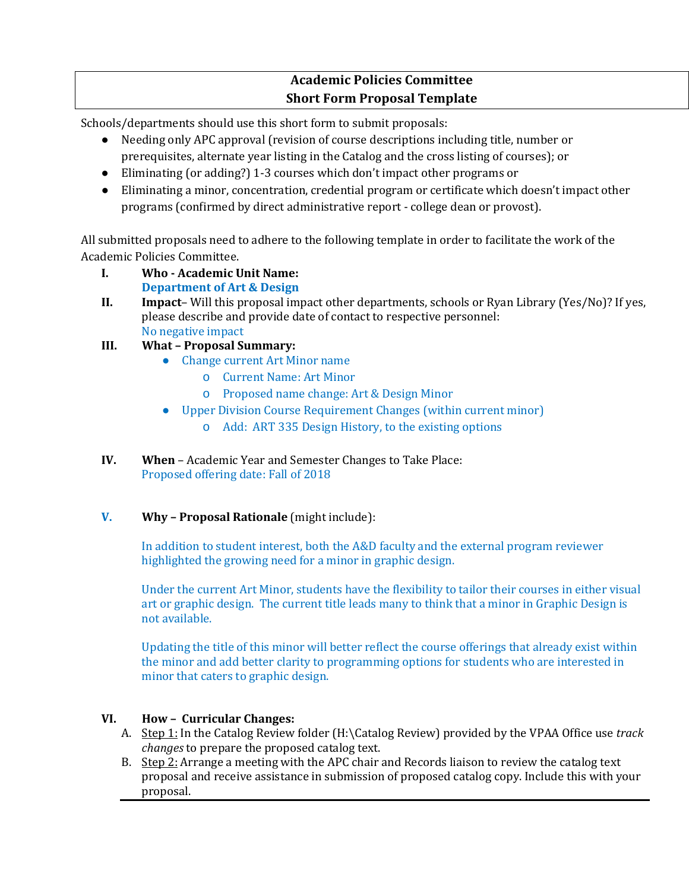# Academic Policies Committee
# Short Form Proposal Template

Schools/departments should use this short form to submit proposals:

- Needing only APC approval (revision of course descriptions including title, number or prerequisites, alternate year listing in the Catalog and the cross listing of courses); or
- Eliminating (or adding?) 1-3 courses which don't impact other programs or
- Eliminating a minor, concentration, credential program or certificate which doesn't impact other programs (confirmed by direct administrative report - college dean or provost).

All submitted proposals need to adhere to the following template in order to facilitate the work of the Academic Policies Committee.

I. **Who - Academic Unit Name:**
**Department of Art & Design**

II. **Impact**– Will this proposal impact other departments, schools or Ryan Library (Yes/No)? If yes, please describe and provide date of contact to respective personnel:
No negative impact

III. **What – Proposal Summary:**
- Change current Art Minor name
  - Current Name: Art Minor
  - Proposed name change: Art & Design Minor
- Upper Division Course Requirement Changes (within current minor)
  - Add: ART 335 Design History, to the existing options

IV. **When** – Academic Year and Semester Changes to Take Place:
Proposed offering date: Fall of 2018

V. **Why – Proposal Rationale** (might include):

In addition to student interest, both the A&D faculty and the external program reviewer highlighted the growing need for a minor in graphic design.

Under the current Art Minor, students have the flexibility to tailor their courses in either visual art or graphic design. The current title leads many to think that a minor in Graphic Design is not available.

Updating the title of this minor will better reflect the course offerings that already exist within the minor and add better clarity to programming options for students who are interested in minor that caters to graphic design.

VI. **How – Curricular Changes:**

A. Step 1: In the Catalog Review folder (H:\Catalog Review) provided by the VPAA Office use *track changes* to prepare the proposed catalog text.

B. Step 2: Arrange a meeting with the APC chair and Records liaison to review the catalog text proposal and receive assistance in submission of proposed catalog copy. Include this with your proposal.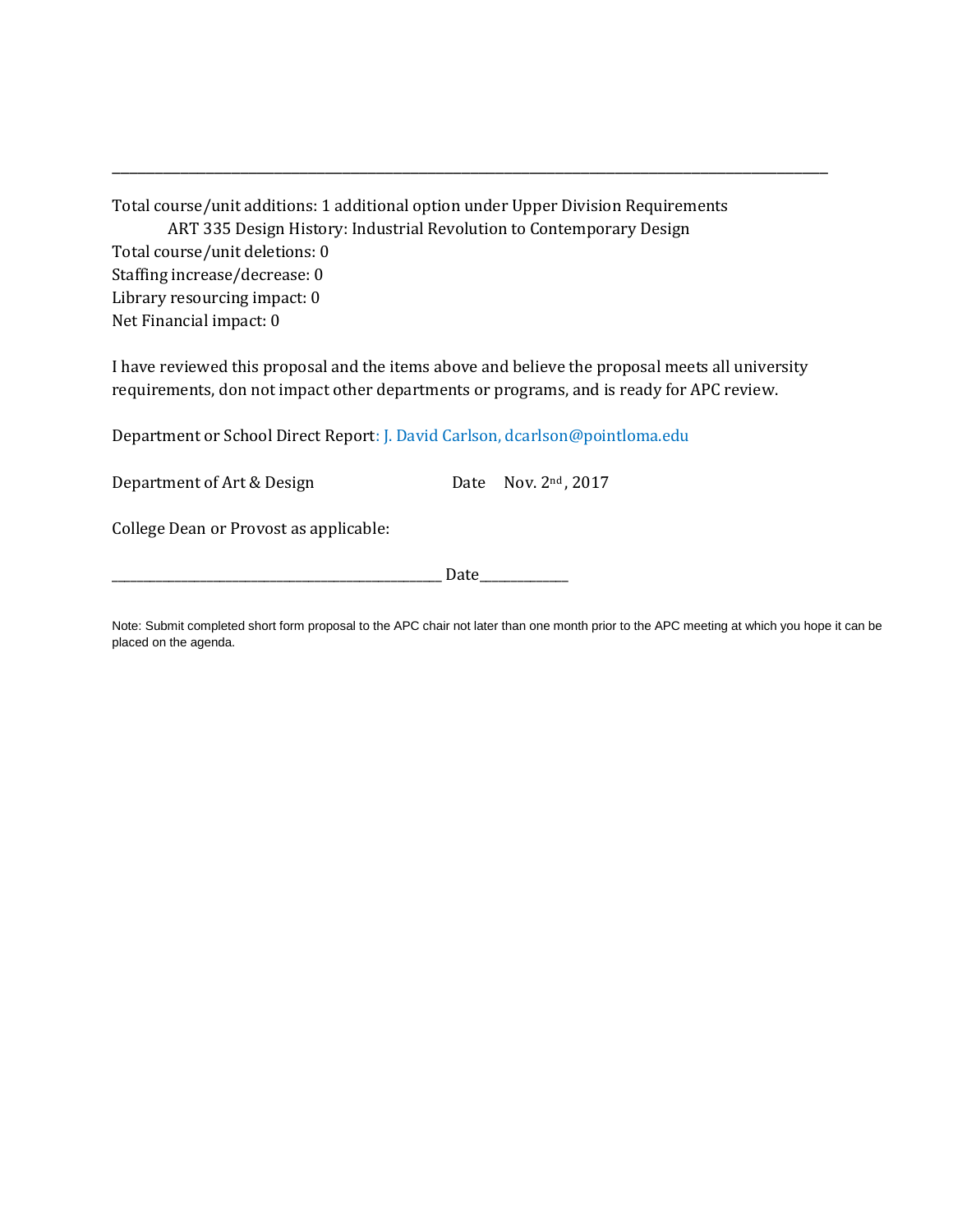---

Total course/unit additions: 1 additional option under Upper Division Requirements

ART 335 Design History: Industrial Revolution to Contemporary Design

Total course/unit deletions: 0

Staffing increase/decrease: 0

Library resourcing impact: 0

Net Financial impact: 0

I have reviewed this proposal and the items above and believe the proposal meets all university requirements, don not impact other departments or programs, and is ready for APC review.

Department or School Direct Report: J. David Carlson, dcarlson@pointloma.edu

Department of Art & Design Date Nov. 2nd, 2017

College Dean or Provost as applicable:

_______________________________________________ Date_____________

Note: Submit completed short form proposal to the APC chair not later than one month prior to the APC meeting at which you hope it can be placed on the agenda.